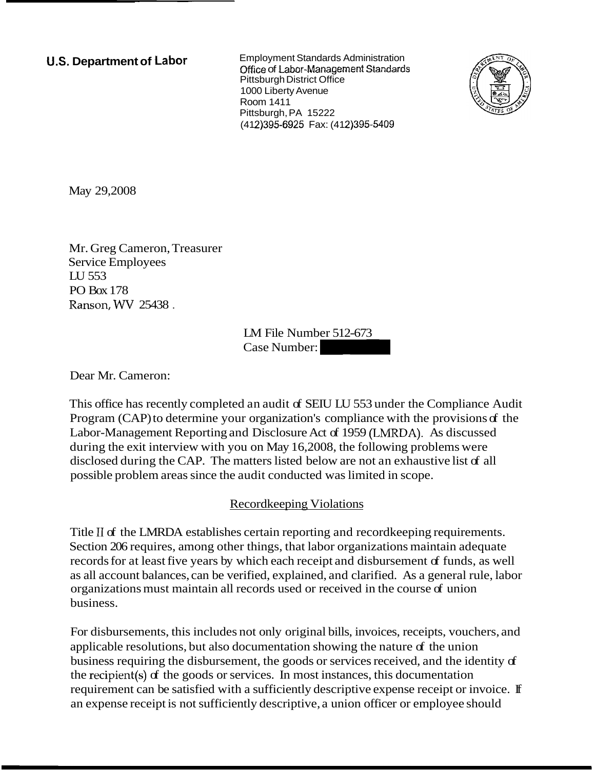**U.S. Department of Labor**

Employment Standards Administration
Office of Labor-Management Standards
Pittsburgh District Office
1000 Liberty Avenue
Room 1411
Pittsburgh, PA 15222
(412)395-6925 Fax: (412)395-5409

May 29,2008

Mr. Greg Cameron, Treasurer
Service Employees
LU 553
PO Box 178
Ranson, WV 25438 .

LM File Number 512-673
Case Number:

Dear Mr. Cameron:

This office has recently completed an audit of SEIU LU 553 under the Compliance Audit Program (CAP) to determine your organization's compliance with the provisions of the Labor-Management Reporting and Disclosure Act of 1959 (LMRDA). As discussed during the exit interview with you on May 16,2008, the following problems were disclosed during the CAP. The matters listed below are not an exhaustive list of all possible problem areas since the audit conducted was limited in scope.

## Recordkeeping Violations

Title II of the LMRDA establishes certain reporting and recordkeeping requirements. Section 206 requires, among other things, that labor organizations maintain adequate records for at least five years by which each receipt and disbursement of funds, as well as all account balances, can be verified, explained, and clarified. As a general rule, labor organizations must maintain all records used or received in the course of union business.

For disbursements, this includes not only original bills, invoices, receipts, vouchers, and applicable resolutions, but also documentation showing the nature of the union business requiring the disbursement, the goods or services received, and the identity of the recipient(s) of the goods or services. In most instances, this documentation requirement can be satisfied with a sufficiently descriptive expense receipt or invoice. If an expense receipt is not sufficiently descriptive, a union officer or employee should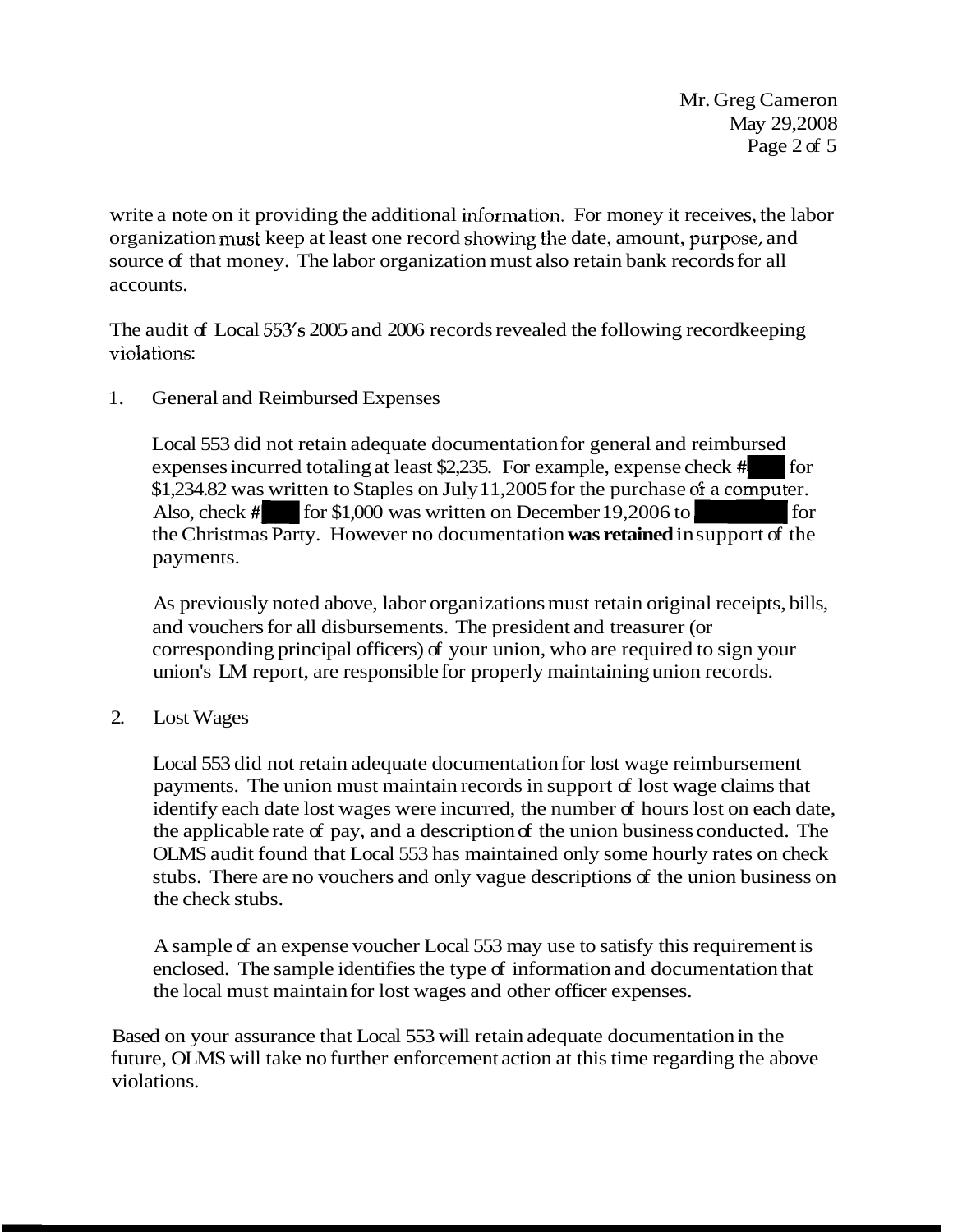write a note on it providing the additional information. For money it receives, the labor organization must keep at least one record showing the date, amount, purpose, and source of that money. The labor organization must also retain bank records for all accounts.

The audit of Local 553's 2005 and 2006 records revealed the following recordkeeping violations:

1. General and Reimbursed Expenses

   Local 553 did not retain adequate documentation for general and reimbursed expenses incurred totaling at least $2,235. For example, expense check # for $1,234.82 was written to Staples on July 11, 2005 for the purchase of a computer. Also, check # for $1,000 was written on December 19, 2006 to for the Christmas Party. However no documentation **was retained** in support of the payments.

   As previously noted above, labor organizations must retain original receipts, bills, and vouchers for all disbursements. The president and treasurer (or corresponding principal officers) of your union, who are required to sign your union's LM report, are responsible for properly maintaining union records.

2. Lost Wages

   Local 553 did not retain adequate documentation for lost wage reimbursement payments. The union must maintain records in support of lost wage claims that identify each date lost wages were incurred, the number of hours lost on each date, the applicable rate of pay, and a description of the union business conducted. The OLMS audit found that Local 553 has maintained only some hourly rates on check stubs. There are no vouchers and only vague descriptions of the union business on the check stubs.

   A sample of an expense voucher Local 553 may use to satisfy this requirement is enclosed. The sample identifies the type of information and documentation that the local must maintain for lost wages and other officer expenses.

Based on your assurance that Local 553 will retain adequate documentation in the future, OLMS will take no further enforcement action at this time regarding the above violations.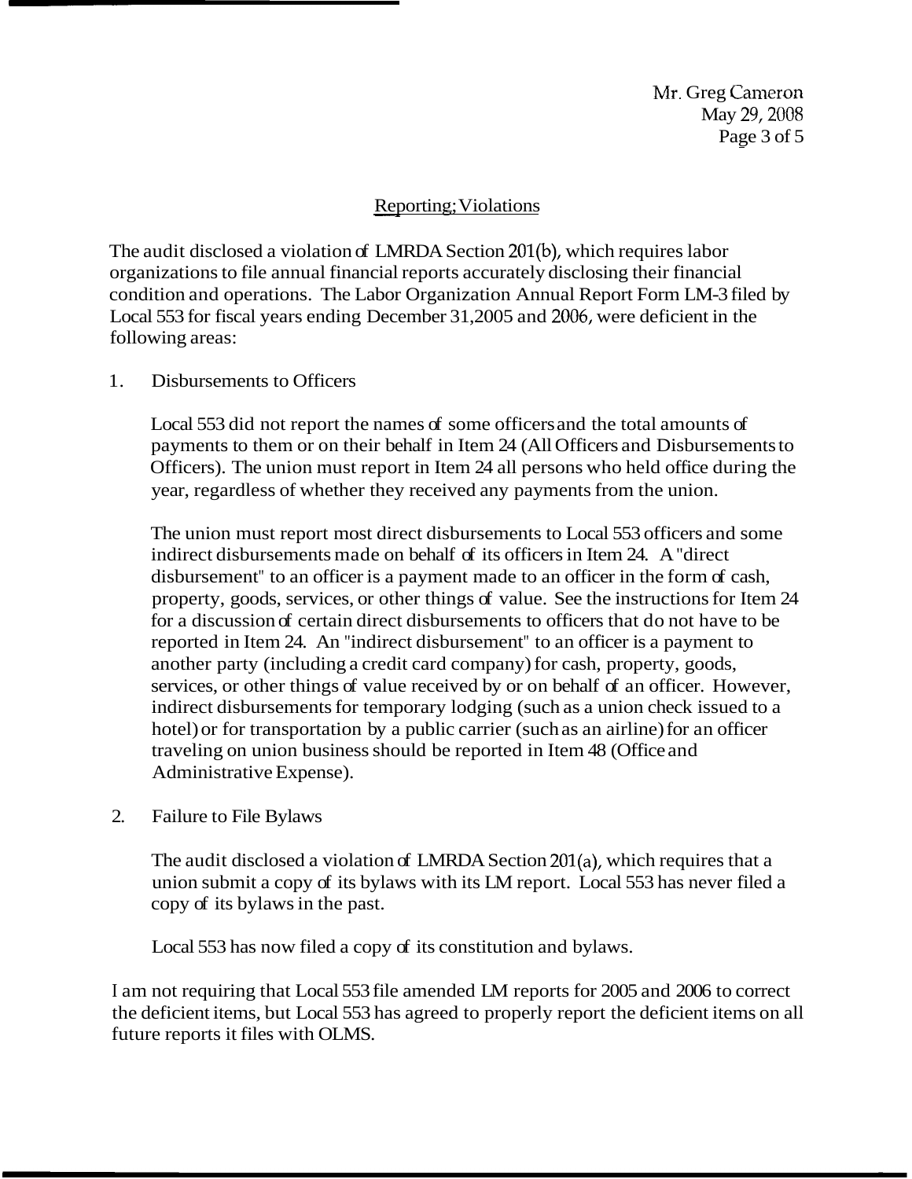## Reporting Violations

The audit disclosed a violation of LMRDA Section 201(b), which requires labor organizations to file annual financial reports accurately disclosing their financial condition and operations. The Labor Organization Annual Report Form LM-3 filed by Local 553 for fiscal years ending December 31,2005 and 2006, were deficient in the following areas:

1. Disbursements to Officers

   Local 553 did not report the names of some officers and the total amounts of payments to them or on their behalf in Item 24 (All Officers and Disbursements to Officers). The union must report in Item 24 all persons who held office during the year, regardless of whether they received any payments from the union.

   The union must report most direct disbursements to Local 553 officers and some indirect disbursements made on behalf of its officers in Item 24. A "direct disbursement" to an officer is a payment made to an officer in the form of cash, property, goods, services, or other things of value. See the instructions for Item 24 for a discussion of certain direct disbursements to officers that do not have to be reported in Item 24. An "indirect disbursement" to an officer is a payment to another party (including a credit card company) for cash, property, goods, services, or other things of value received by or on behalf of an officer. However, indirect disbursements for temporary lodging (such as a union check issued to a hotel) or for transportation by a public carrier (such as an airline) for an officer traveling on union business should be reported in Item 48 (Office and Administrative Expense).

2. Failure to File Bylaws

   The audit disclosed a violation of LMRDA Section 201(a), which requires that a union submit a copy of its bylaws with its LM report. Local 553 has never filed a copy of its bylaws in the past.

   Local 553 has now filed a copy of its constitution and bylaws.

I am not requiring that Local 553 file amended LM reports for 2005 and 2006 to correct the deficient items, but Local 553 has agreed to properly report the deficient items on all future reports it files with OLMS.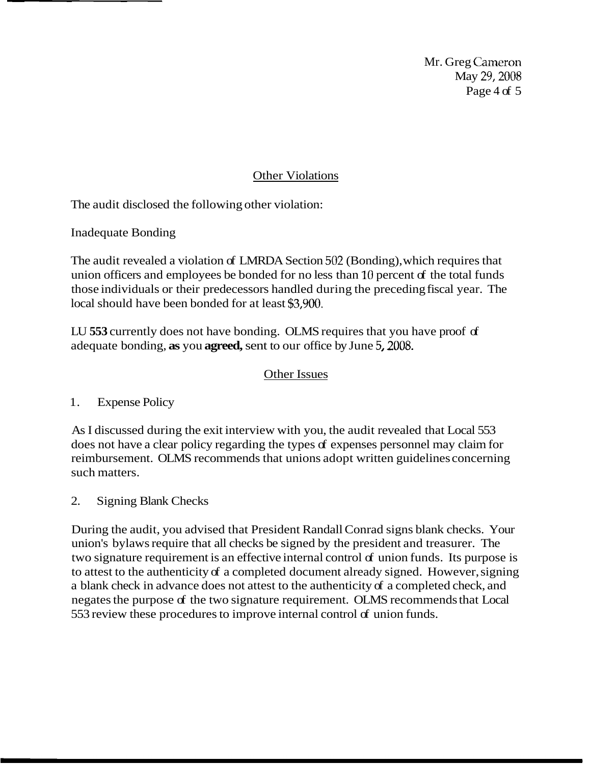## Other Violations

The audit disclosed the following other violation:

Inadequate Bonding

The audit revealed a violation of LMRDA Section 502 (Bonding), which requires that union officers and employees be bonded for no less than 10 percent of the total funds those individuals or their predecessors handled during the preceding fiscal year. The local should have been bonded for at least $3,900.

LU **553** currently does not have bonding. OLMS requires that you have proof of adequate bonding, **as** you **agreed,** sent to our office by June 5, 2008.

## Other Issues

1. Expense Policy

As I discussed during the exit interview with you, the audit revealed that Local 553 does not have a clear policy regarding the types of expenses personnel may claim for reimbursement. OLMS recommends that unions adopt written guidelines concerning such matters.

2. Signing Blank Checks

During the audit, you advised that President Randall Conrad signs blank checks. Your union's bylaws require that all checks be signed by the president and treasurer. The two signature requirement is an effective internal control of union funds. Its purpose is to attest to the authenticity of a completed document already signed. However, signing a blank check in advance does not attest to the authenticity of a completed check, and negates the purpose of the two signature requirement. OLMS recommends that Local 553 review these procedures to improve internal control of union funds.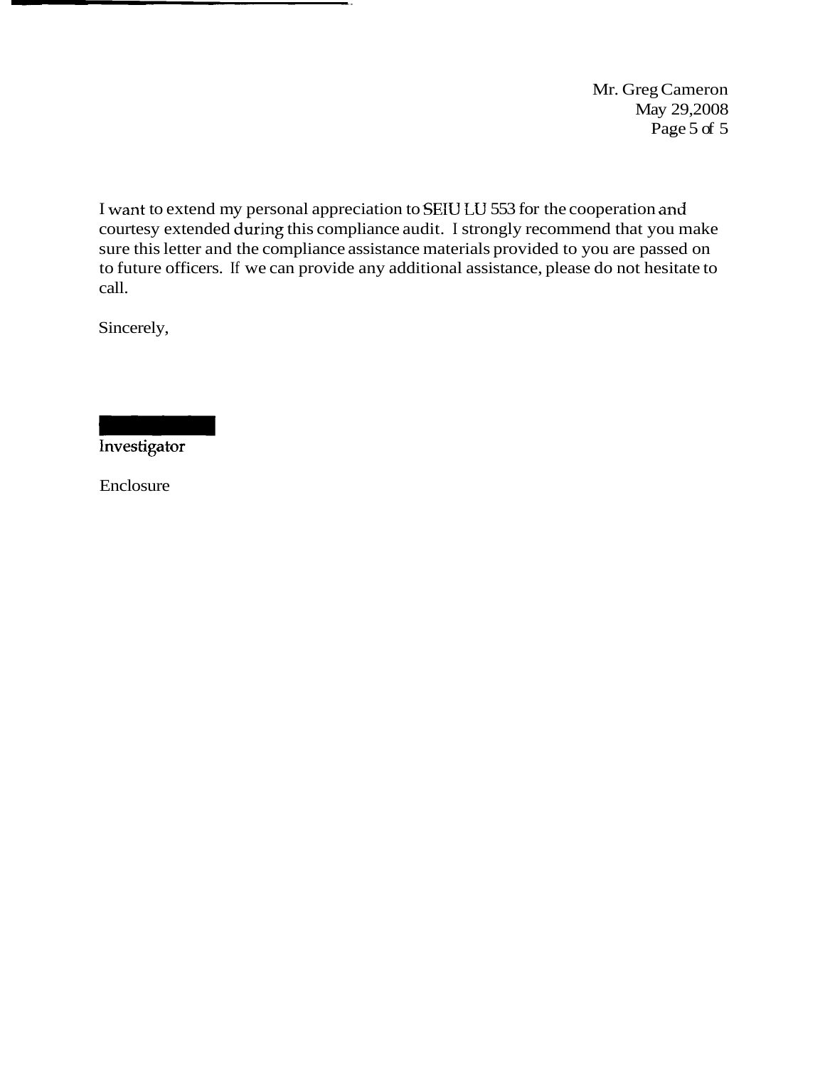I want to extend my personal appreciation to SEIU LU 553 for the cooperation and courtesy extended during this compliance audit. I strongly recommend that you make sure this letter and the compliance assistance materials provided to you are passed on to future officers. If we can provide any additional assistance, please do not hesitate to call.

Sincerely,

Investigator

Enclosure